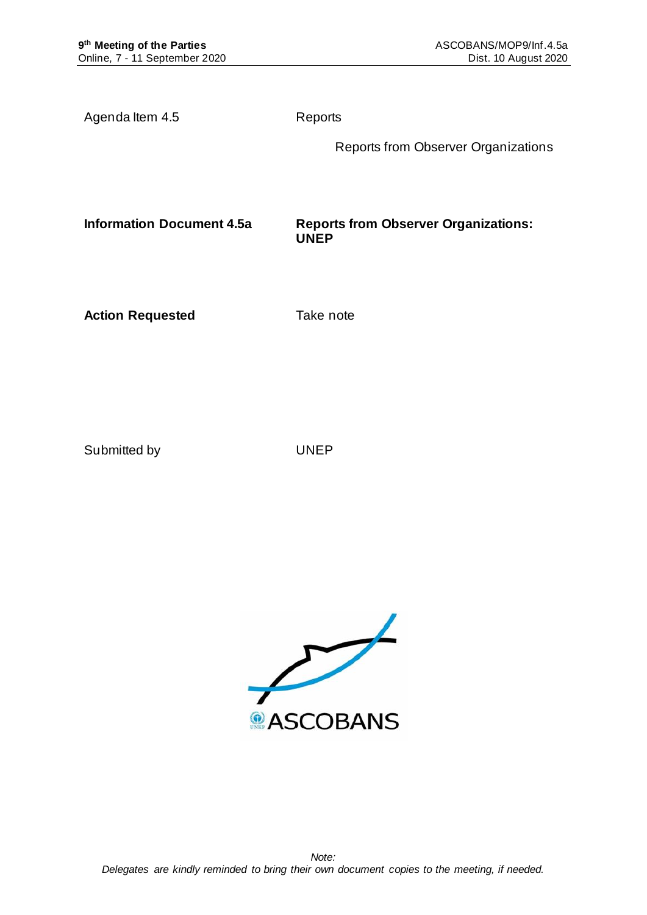Agenda Item 4.5 Reports

Reports from Observer Organizations

**Information Document 4.5a** **Reports from Observer Organizations: UNEP**

**Action Requested** Take note

Submitted by UNEP

*Note:*
*Delegates are kindly reminded to bring their own document copies to the meeting, if needed.*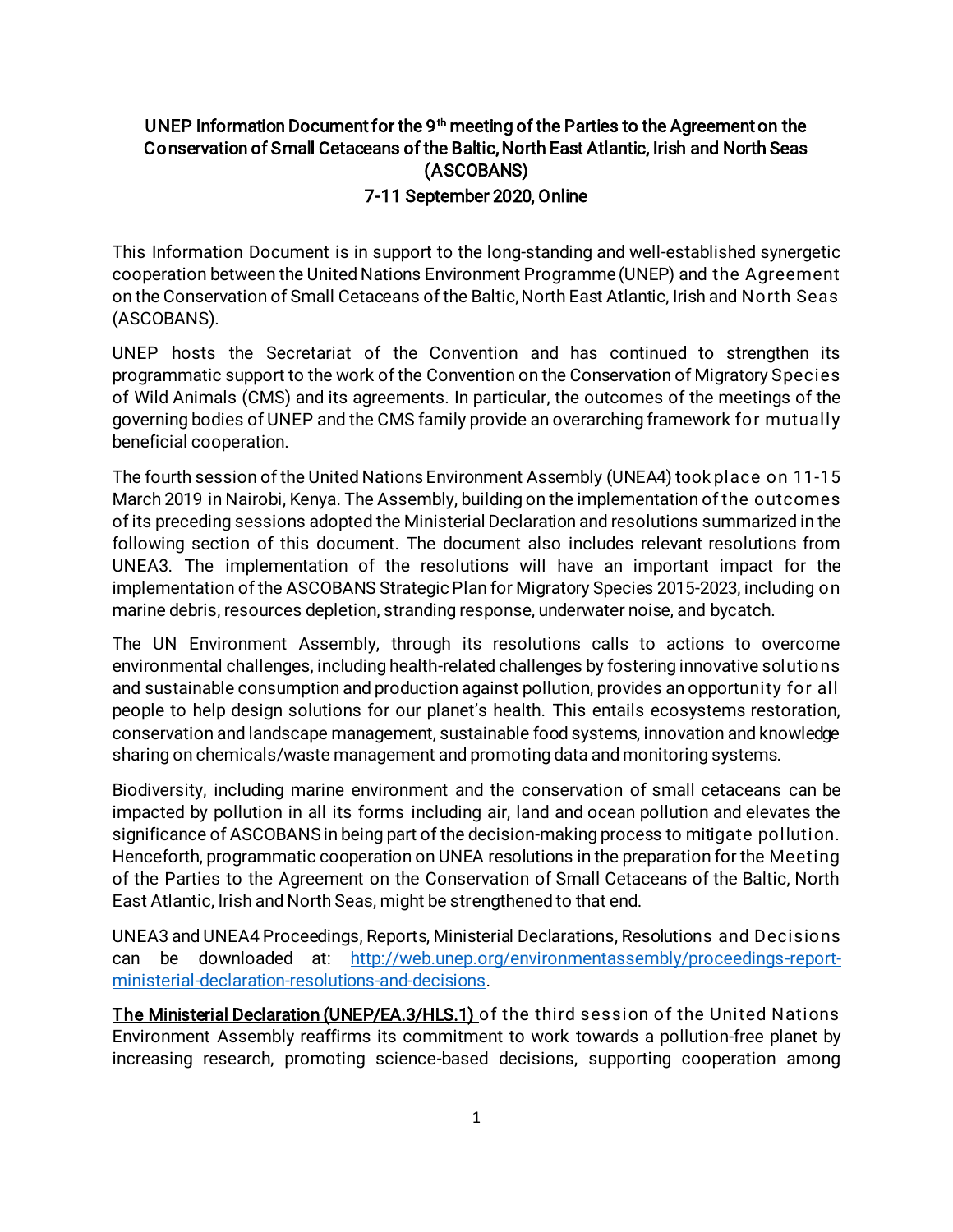**UNEP Information Document for the 9th meeting of the Parties to the Agreement on the Conservation of Small Cetaceans of the Baltic, North East Atlantic, Irish and North Seas (ASCOBANS)**

**7-11 September 2020, Online**

This Information Document is in support to the long-standing and well-established synergetic cooperation between the United Nations Environment Programme (UNEP) and the Agreement on the Conservation of Small Cetaceans of the Baltic, North East Atlantic, Irish and North Seas (ASCOBANS).

UNEP hosts the Secretariat of the Convention and has continued to strengthen its programmatic support to the work of the Convention on the Conservation of Migratory Species of Wild Animals (CMS) and its agreements. In particular, the outcomes of the meetings of the governing bodies of UNEP and the CMS family provide an overarching framework for mutually beneficial cooperation.

The fourth session of the United Nations Environment Assembly (UNEA4) took place on 11-15 March 2019 in Nairobi, Kenya. The Assembly, building on the implementation of the outcomes of its preceding sessions adopted the Ministerial Declaration and resolutions summarized in the following section of this document. The document also includes relevant resolutions from UNEA3. The implementation of the resolutions will have an important impact for the implementation of the ASCOBANS Strategic Plan for Migratory Species 2015-2023, including on marine debris, resources depletion, stranding response, underwater noise, and bycatch.

The UN Environment Assembly, through its resolutions calls to actions to overcome environmental challenges, including health-related challenges by fostering innovative solutions and sustainable consumption and production against pollution, provides an opportunity for all people to help design solutions for our planet's health. This entails ecosystems restoration, conservation and landscape management, sustainable food systems, innovation and knowledge sharing on chemicals/waste management and promoting data and monitoring systems.

Biodiversity, including marine environment and the conservation of small cetaceans can be impacted by pollution in all its forms including air, land and ocean pollution and elevates the significance of ASCOBANS in being part of the decision-making process to mitigate pollution. Henceforth, programmatic cooperation on UNEA resolutions in the preparation for the Meeting of the Parties to the Agreement on the Conservation of Small Cetaceans of the Baltic, North East Atlantic, Irish and North Seas, might be strengthened to that end.

UNEA3 and UNEA4 Proceedings, Reports, Ministerial Declarations, Resolutions and Decisions can be downloaded at: [http://web.unep.org/environmentassembly/proceedings-report-ministerial-declaration-resolutions-and-decisions](http://web.unep.org/environmentassembly/proceedings-report-ministerial-declaration-resolutions-and-decisions).

**The Ministerial Declaration (UNEP/EA.3/HLS.1)** of the third session of the United Nations Environment Assembly reaffirms its commitment to work towards a pollution-free planet by increasing research, promoting science-based decisions, supporting cooperation among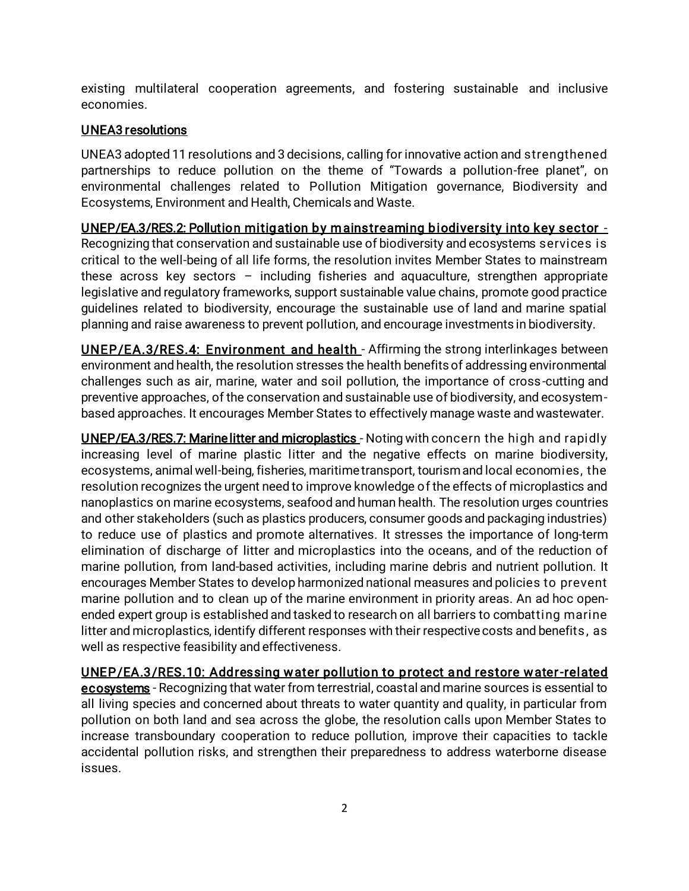existing multilateral cooperation agreements, and fostering sustainable and inclusive economies.

## UNEA3 resolutions

UNEA3 adopted 11 resolutions and 3 decisions, calling for innovative action and strengthened partnerships to reduce pollution on the theme of "Towards a pollution-free planet", on environmental challenges related to Pollution Mitigation governance, Biodiversity and Ecosystems, Environment and Health, Chemicals and Waste.

**UNEP/EA.3/RES.2: Pollution mitigation by mainstreaming biodiversity into key sector** - Recognizing that conservation and sustainable use of biodiversity and ecosystems services is critical to the well-being of all life forms, the resolution invites Member States to mainstream these across key sectors – including fisheries and aquaculture, strengthen appropriate legislative and regulatory frameworks, support sustainable value chains, promote good practice guidelines related to biodiversity, encourage the sustainable use of land and marine spatial planning and raise awareness to prevent pollution, and encourage investments in biodiversity.

**UNEP/EA.3/RES.4: Environment and health** - Affirming the strong interlinkages between environment and health, the resolution stresses the health benefits of addressing environmental challenges such as air, marine, water and soil pollution, the importance of cross-cutting and preventive approaches, of the conservation and sustainable use of biodiversity, and ecosystem-based approaches. It encourages Member States to effectively manage waste and wastewater.

**UNEP/EA.3/RES.7: Marine litter and microplastics** - Noting with concern the high and rapidly increasing level of marine plastic litter and the negative effects on marine biodiversity, ecosystems, animal well-being, fisheries, maritime transport, tourism and local economies, the resolution recognizes the urgent need to improve knowledge of the effects of microplastics and nanoplastics on marine ecosystems, seafood and human health. The resolution urges countries and other stakeholders (such as plastics producers, consumer goods and packaging industries) to reduce use of plastics and promote alternatives. It stresses the importance of long-term elimination of discharge of litter and microplastics into the oceans, and of the reduction of marine pollution, from land-based activities, including marine debris and nutrient pollution. It encourages Member States to develop harmonized national measures and policies to prevent marine pollution and to clean up of the marine environment in priority areas. An ad hoc open-ended expert group is established and tasked to research on all barriers to combatting marine litter and microplastics, identify different responses with their respective costs and benefits, as well as respective feasibility and effectiveness.

**UNEP/EA.3/RES.10: Addressing water pollution to protect and restore water-related ecosystems** - Recognizing that water from terrestrial, coastal and marine sources is essential to all living species and concerned about threats to water quantity and quality, in particular from pollution on both land and sea across the globe, the resolution calls upon Member States to increase transboundary cooperation to reduce pollution, improve their capacities to tackle accidental pollution risks, and strengthen their preparedness to address waterborne disease issues.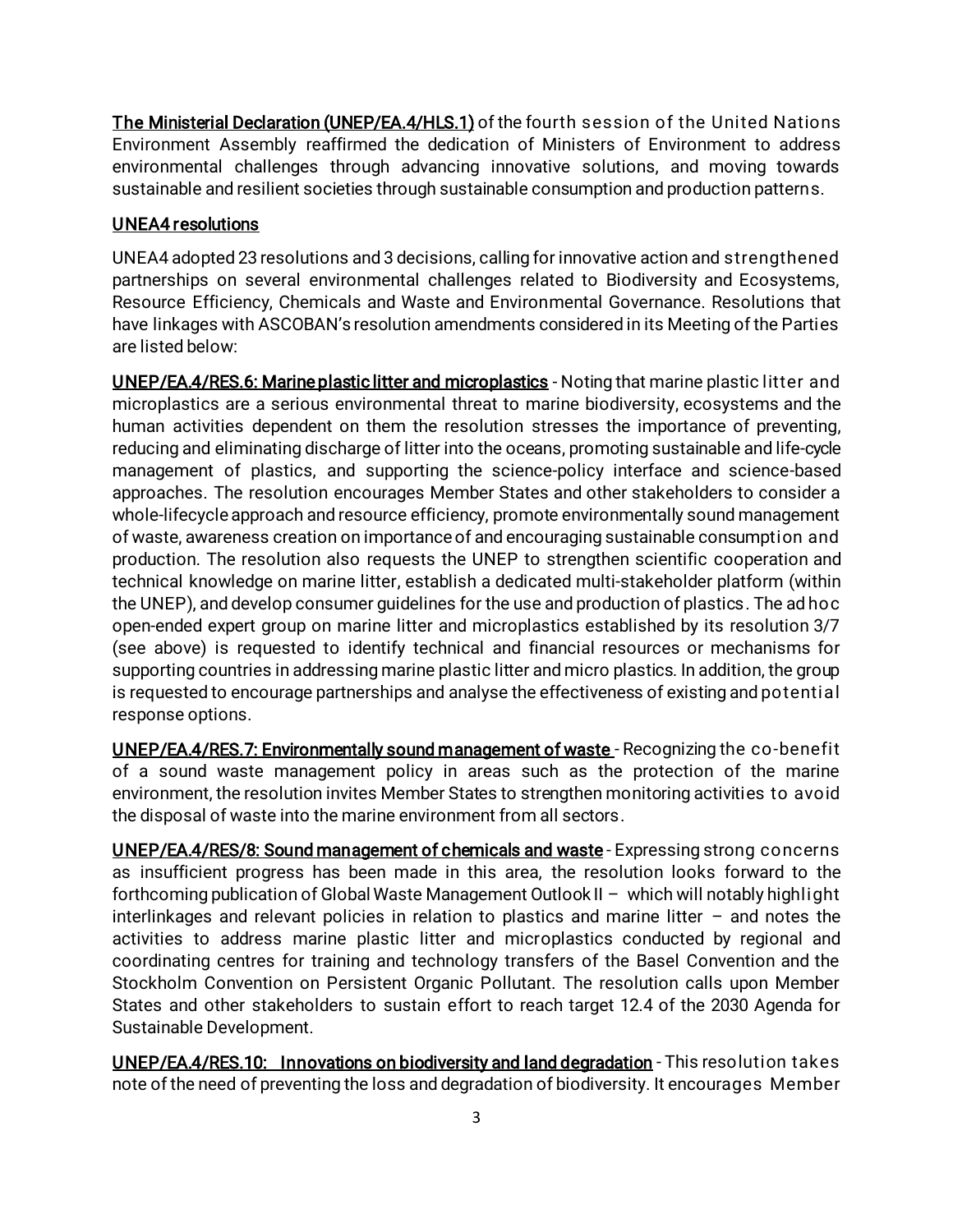**The Ministerial Declaration (UNEP/EA.4/HLS.1)** of the fourth session of the United Nations Environment Assembly reaffirmed the dedication of Ministers of Environment to address environmental challenges through advancing innovative solutions, and moving towards sustainable and resilient societies through sustainable consumption and production patterns.

**UNEA4 resolutions**

UNEA4 adopted 23 resolutions and 3 decisions, calling for innovative action and strengthened partnerships on several environmental challenges related to Biodiversity and Ecosystems, Resource Efficiency, Chemicals and Waste and Environmental Governance. Resolutions that have linkages with ASCOBAN's resolution amendments considered in its Meeting of the Parties are listed below:

**UNEP/EA.4/RES.6: Marine plastic litter and microplastics** - Noting that marine plastic litter and microplastics are a serious environmental threat to marine biodiversity, ecosystems and the human activities dependent on them the resolution stresses the importance of preventing, reducing and eliminating discharge of litter into the oceans, promoting sustainable and life-cycle management of plastics, and supporting the science-policy interface and science-based approaches. The resolution encourages Member States and other stakeholders to consider a whole-lifecycle approach and resource efficiency, promote environmentally sound management of waste, awareness creation on importance of and encouraging sustainable consumption and production. The resolution also requests the UNEP to strengthen scientific cooperation and technical knowledge on marine litter, establish a dedicated multi-stakeholder platform (within the UNEP), and develop consumer guidelines for the use and production of plastics. The ad hoc open-ended expert group on marine litter and microplastics established by its resolution 3/7 (see above) is requested to identify technical and financial resources or mechanisms for supporting countries in addressing marine plastic litter and micro plastics. In addition, the group is requested to encourage partnerships and analyse the effectiveness of existing and potential response options.

**UNEP/EA.4/RES.7: Environmentally sound management of waste** - Recognizing the co-benefit of a sound waste management policy in areas such as the protection of the marine environment, the resolution invites Member States to strengthen monitoring activities to avoid the disposal of waste into the marine environment from all sectors.

**UNEP/EA.4/RES/8: Sound management of chemicals and waste** - Expressing strong concerns as insufficient progress has been made in this area, the resolution looks forward to the forthcoming publication of Global Waste Management Outlook II – which will notably highlight interlinkages and relevant policies in relation to plastics and marine litter – and notes the activities to address marine plastic litter and microplastics conducted by regional and coordinating centres for training and technology transfers of the Basel Convention and the Stockholm Convention on Persistent Organic Pollutant. The resolution calls upon Member States and other stakeholders to sustain effort to reach target 12.4 of the 2030 Agenda for Sustainable Development.

**UNEP/EA.4/RES.10: Innovations on biodiversity and land degradation** - This resolution takes note of the need of preventing the loss and degradation of biodiversity. It encourages Member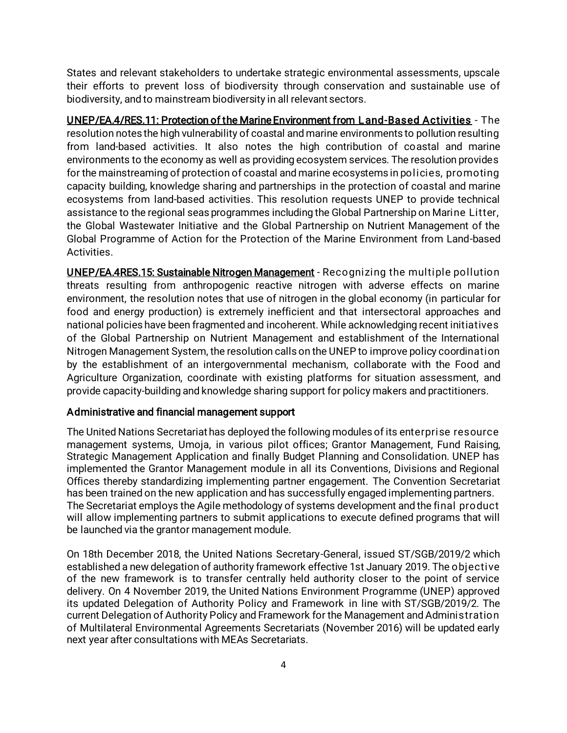States and relevant stakeholders to undertake strategic environmental assessments, upscale their efforts to prevent loss of biodiversity through conservation and sustainable use of biodiversity, and to mainstream biodiversity in all relevant sectors.

UNEP/EA.4/RES.11: Protection of the Marine Environment from Land-Based Activities - The resolution notes the high vulnerability of coastal and marine environments to pollution resulting from land-based activities. It also notes the high contribution of coastal and marine environments to the economy as well as providing ecosystem services. The resolution provides for the mainstreaming of protection of coastal and marine ecosystems in policies, promoting capacity building, knowledge sharing and partnerships in the protection of coastal and marine ecosystems from land-based activities. This resolution requests UNEP to provide technical assistance to the regional seas programmes including the Global Partnership on Marine Litter, the Global Wastewater Initiative and the Global Partnership on Nutrient Management of the Global Programme of Action for the Protection of the Marine Environment from Land-based Activities.

UNEP/EA.4RES.15: Sustainable Nitrogen Management - Recognizing the multiple pollution threats resulting from anthropogenic reactive nitrogen with adverse effects on marine environment, the resolution notes that use of nitrogen in the global economy (in particular for food and energy production) is extremely inefficient and that intersectoral approaches and national policies have been fragmented and incoherent. While acknowledging recent initiatives of the Global Partnership on Nutrient Management and establishment of the International Nitrogen Management System, the resolution calls on the UNEP to improve policy coordination by the establishment of an intergovernmental mechanism, collaborate with the Food and Agriculture Organization, coordinate with existing platforms for situation assessment, and provide capacity-building and knowledge sharing support for policy makers and practitioners.

### Administrative and financial management support

The United Nations Secretariat has deployed the following modules of its enterprise resource management systems, Umoja, in various pilot offices; Grantor Management, Fund Raising, Strategic Management Application and finally Budget Planning and Consolidation. UNEP has implemented the Grantor Management module in all its Conventions, Divisions and Regional Offices thereby standardizing implementing partner engagement. The Convention Secretariat has been trained on the new application and has successfully engaged implementing partners. The Secretariat employs the Agile methodology of systems development and the final product will allow implementing partners to submit applications to execute defined programs that will be launched via the grantor management module.

On 18th December 2018, the United Nations Secretary-General, issued ST/SGB/2019/2 which established a new delegation of authority framework effective 1st January 2019. The objective of the new framework is to transfer centrally held authority closer to the point of service delivery. On 4 November 2019, the United Nations Environment Programme (UNEP) approved its updated Delegation of Authority Policy and Framework in line with ST/SGB/2019/2. The current Delegation of Authority Policy and Framework for the Management and Administration of Multilateral Environmental Agreements Secretariats (November 2016) will be updated early next year after consultations with MEAs Secretariats.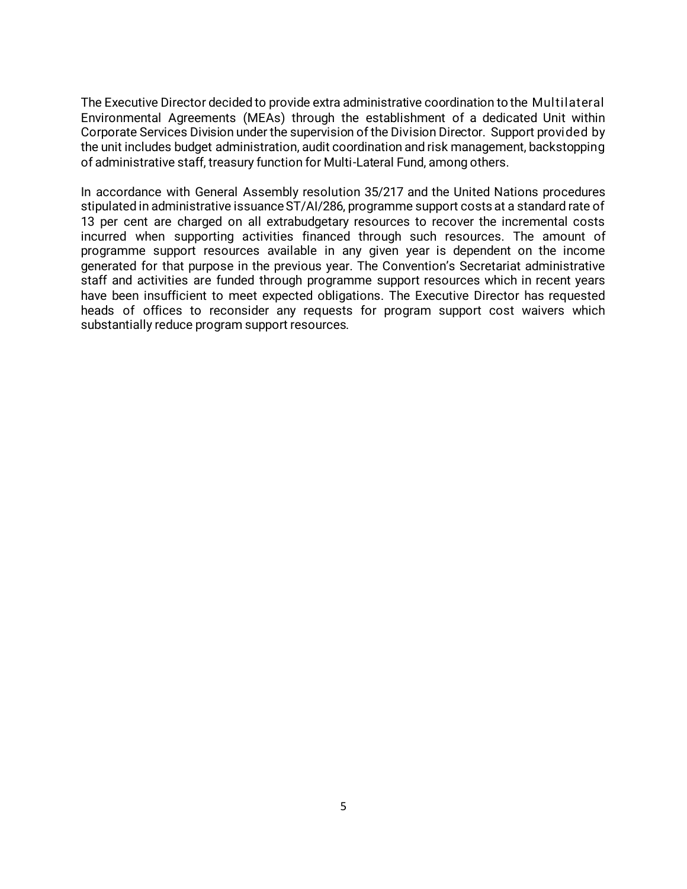The Executive Director decided to provide extra administrative coordination to the Multilateral Environmental Agreements (MEAs) through the establishment of a dedicated Unit within Corporate Services Division under the supervision of the Division Director. Support provided by the unit includes budget administration, audit coordination and risk management, backstopping of administrative staff, treasury function for Multi-Lateral Fund, among others.

In accordance with General Assembly resolution 35/217 and the United Nations procedures stipulated in administrative issuance ST/AI/286, programme support costs at a standard rate of 13 per cent are charged on all extrabudgetary resources to recover the incremental costs incurred when supporting activities financed through such resources. The amount of programme support resources available in any given year is dependent on the income generated for that purpose in the previous year. The Convention's Secretariat administrative staff and activities are funded through programme support resources which in recent years have been insufficient to meet expected obligations. The Executive Director has requested heads of offices to reconsider any requests for program support cost waivers which substantially reduce program support resources.